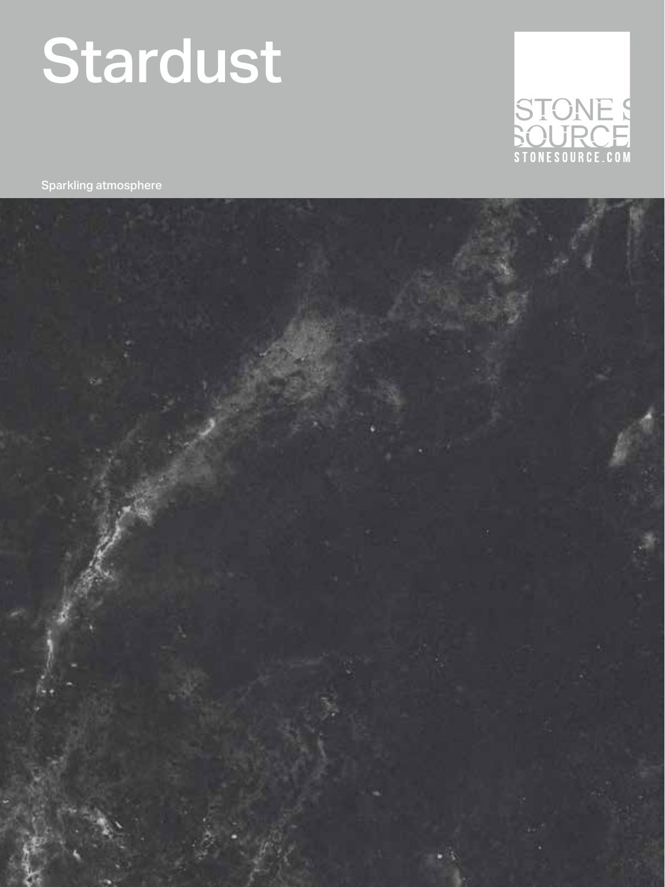# Stardust

STONE SOURCE
STONESOURCE.COM

Sparkling atmosphere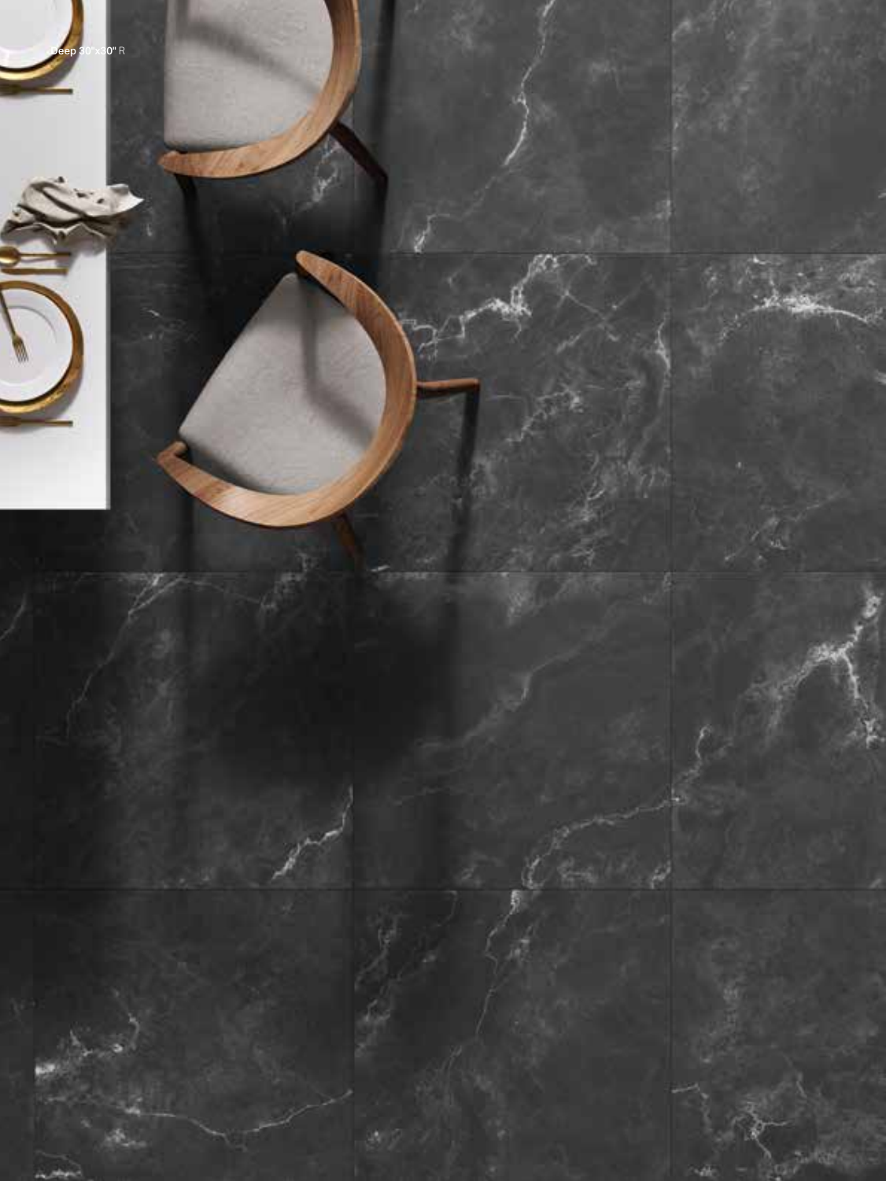Deep 30"x30" R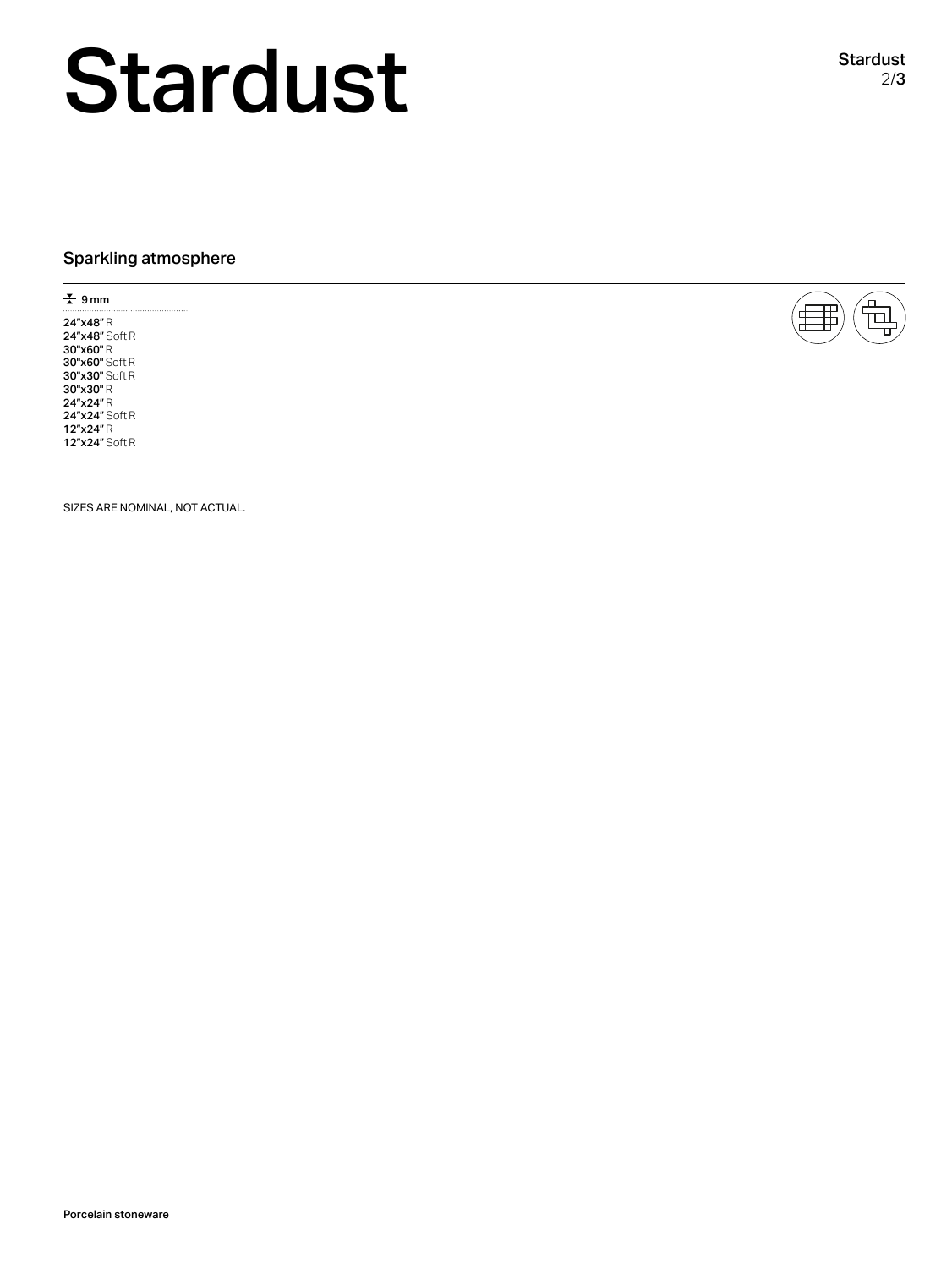# Stardust

## Sparkling atmosphere

9 mm

**24"x48"** R
**24"x48"** Soft R
**30"x60"** R
**30"x60"** Soft R
**30"x30"** Soft R
**30"x30"** R
**24"x24"** R
**24"x24"** Soft R
**12"x24"** R
**12"x24"** Soft R

SIZES ARE NOMINAL, NOT ACTUAL.

**Porcelain stoneware**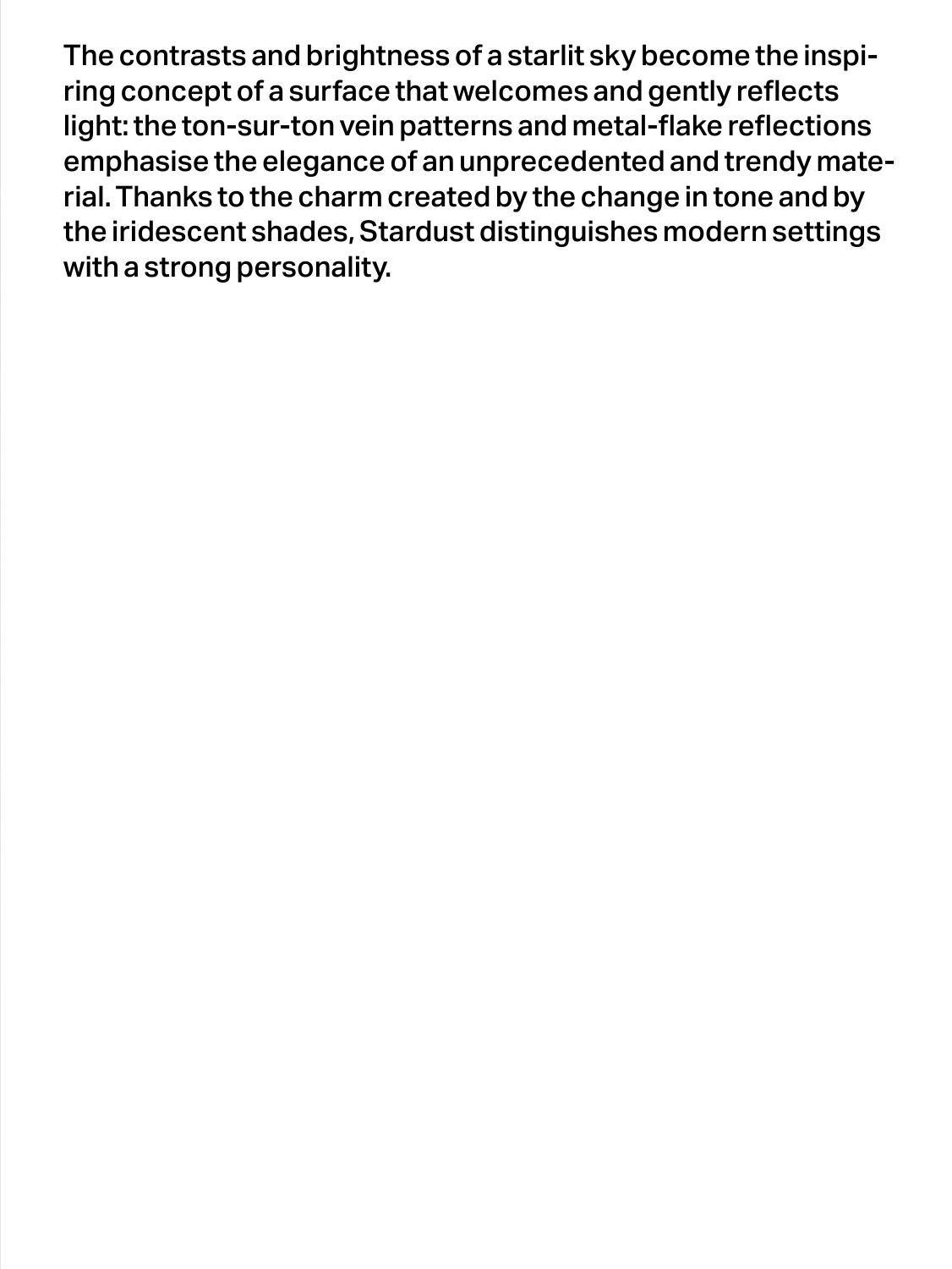The contrasts and brightness of a starlit sky become the inspiring concept of a surface that welcomes and gently reflects light: the ton-sur-ton vein patterns and metal-flake reflections emphasise the elegance of an unprecedented and trendy material. Thanks to the charm created by the change in tone and by the iridescent shades, Stardust distinguishes modern settings with a strong personality.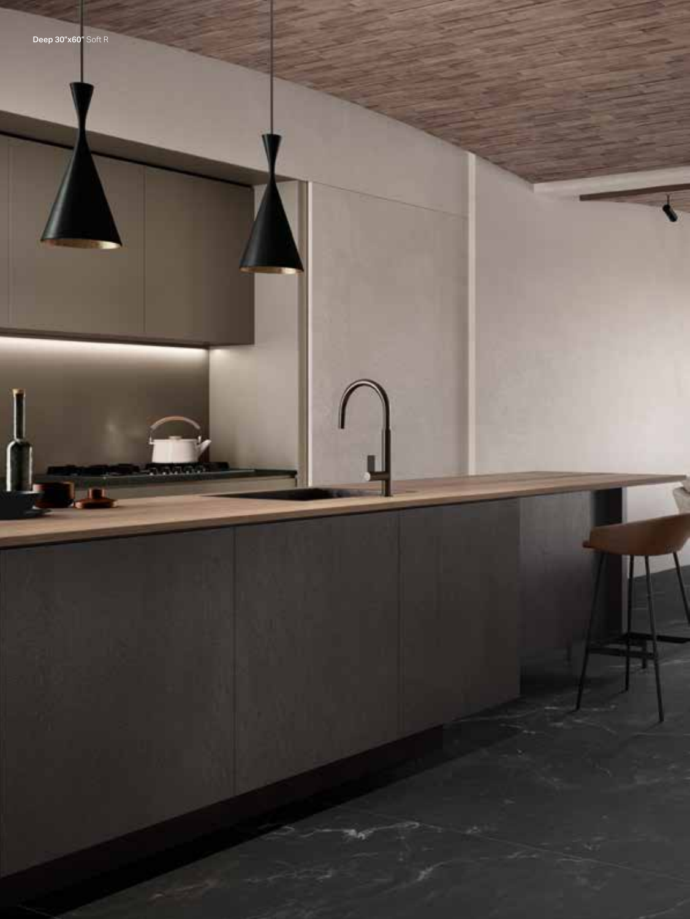**Deep 30"x60"** Soft R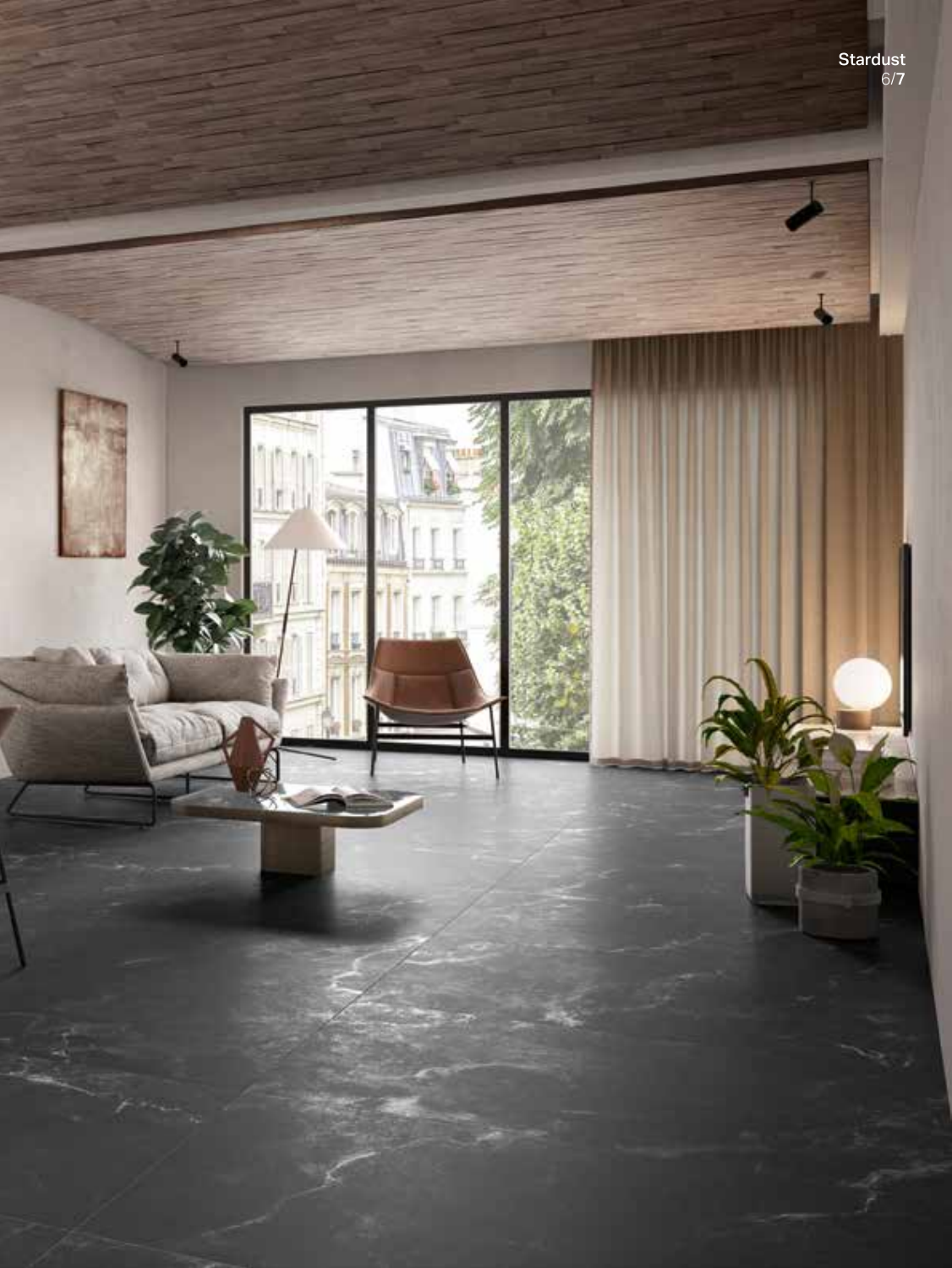Stardust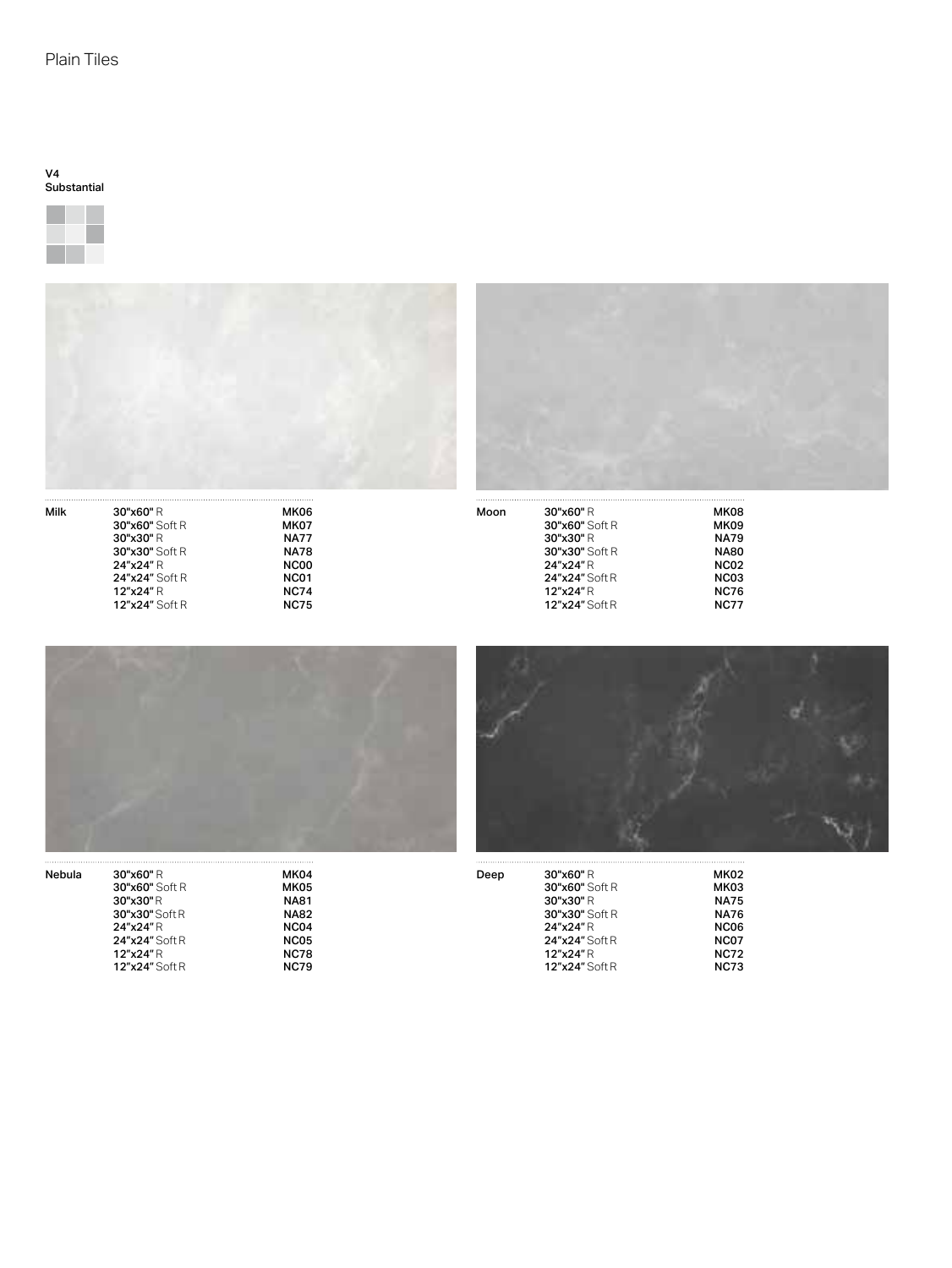# Plain Tiles

**V4**
**Substantial**

| Milk | | |
|---|---|---|
| | **30"x60"** R | **MK06** |
| | **30"x60"** Soft R | **MK07** |
| | **30"x30"** R | **NA77** |
| | **30"x30"** Soft R | **NA78** |
| | **24"x24"** R | **NC00** |
| | **24"x24"** Soft R | **NC01** |
| | **12"x24"** R | **NC74** |
| | **12"x24"** Soft R | **NC75** |

| Moon | | |
|---|---|---|
| | **30"x60"** R | **MK08** |
| | **30"x60"** Soft R | **MK09** |
| | **30"x30"** R | **NA79** |
| | **30"x30"** Soft R | **NA80** |
| | **24"x24"** R | **NC02** |
| | **24"x24"** Soft R | **NC03** |
| | **12"x24"** R | **NC76** |
| | **12"x24"** Soft R | **NC77** |

| Nebula | | |
|---|---|---|
| | **30"x60"** R | **MK04** |
| | **30"x60"** Soft R | **MK05** |
| | **30"x30"** R | **NA81** |
| | **30"x30"** Soft R | **NA82** |
| | **24"x24"** R | **NC04** |
| | **24"x24"** Soft R | **NC05** |
| | **12"x24"** R | **NC78** |
| | **12"x24"** Soft R | **NC79** |

| Deep | | |
|---|---|---|
| | **30"x60"** R | **MK02** |
| | **30"x60"** Soft R | **MK03** |
| | **30"x30"** R | **NA75** |
| | **30"x30"** Soft R | **NA76** |
| | **24"x24"** R | **NC06** |
| | **24"x24"** Soft R | **NC07** |
| | **12"x24"** R | **NC72** |
| | **12"x24"** Soft R | **NC73** |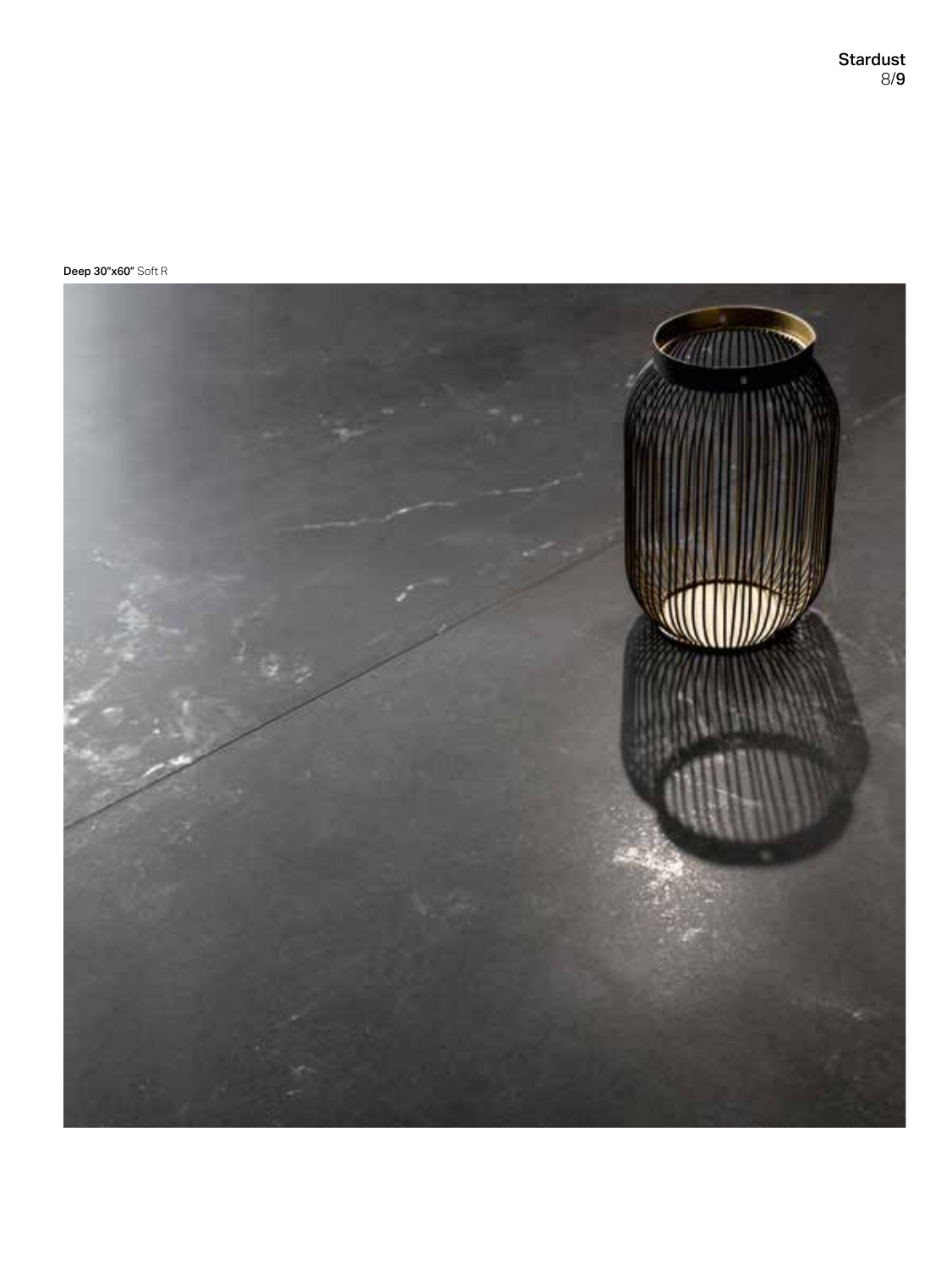**Deep 30"x60"** Soft R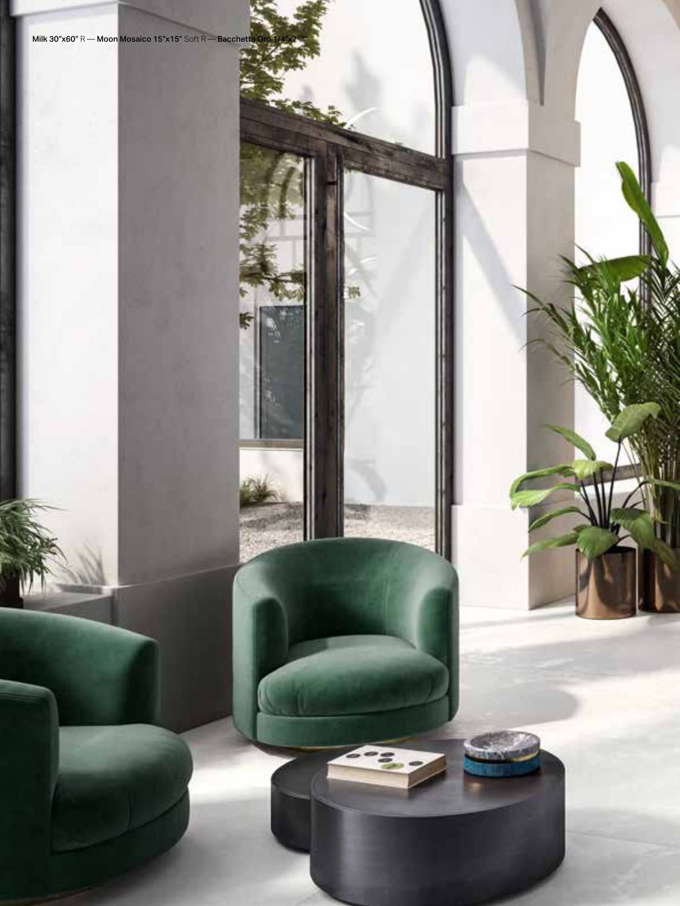**Milk 30"x60"** R — **Moon Mosaico 15"x15"** Soft R — **Bacchetta Oro 1/4"x7$^{1/4}$"**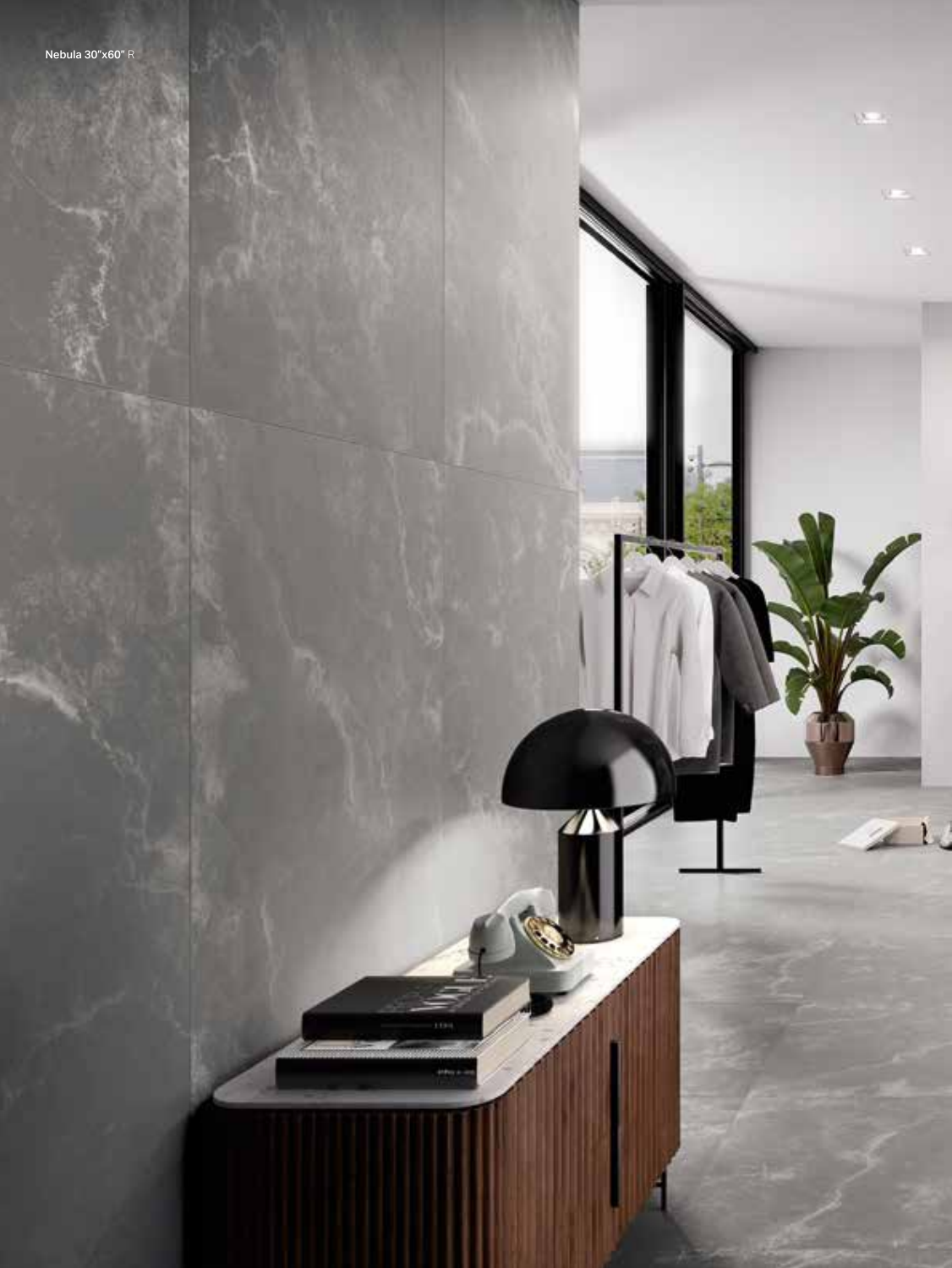Nebula 30"x60" R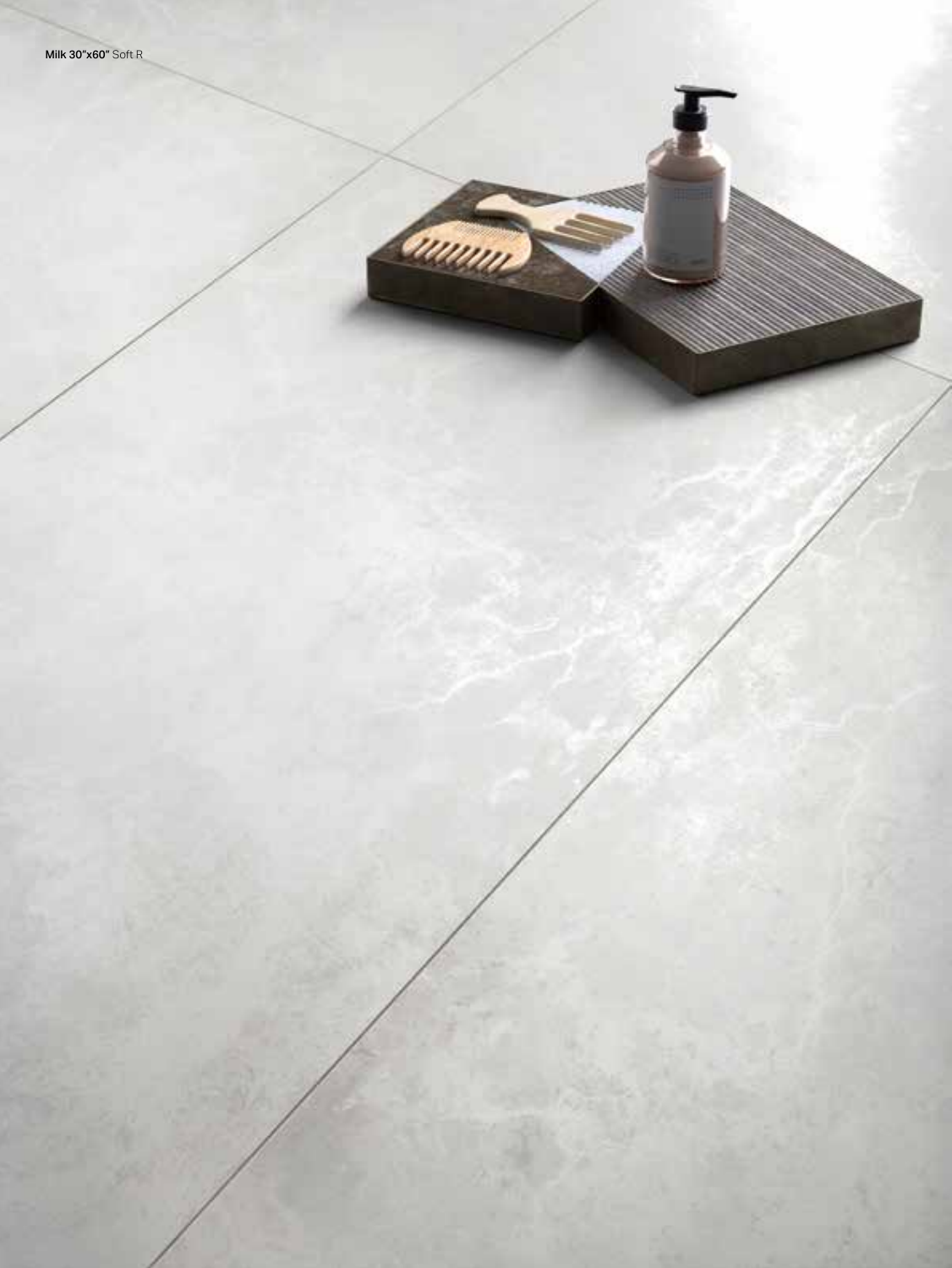**Milk 30"x60"** Soft R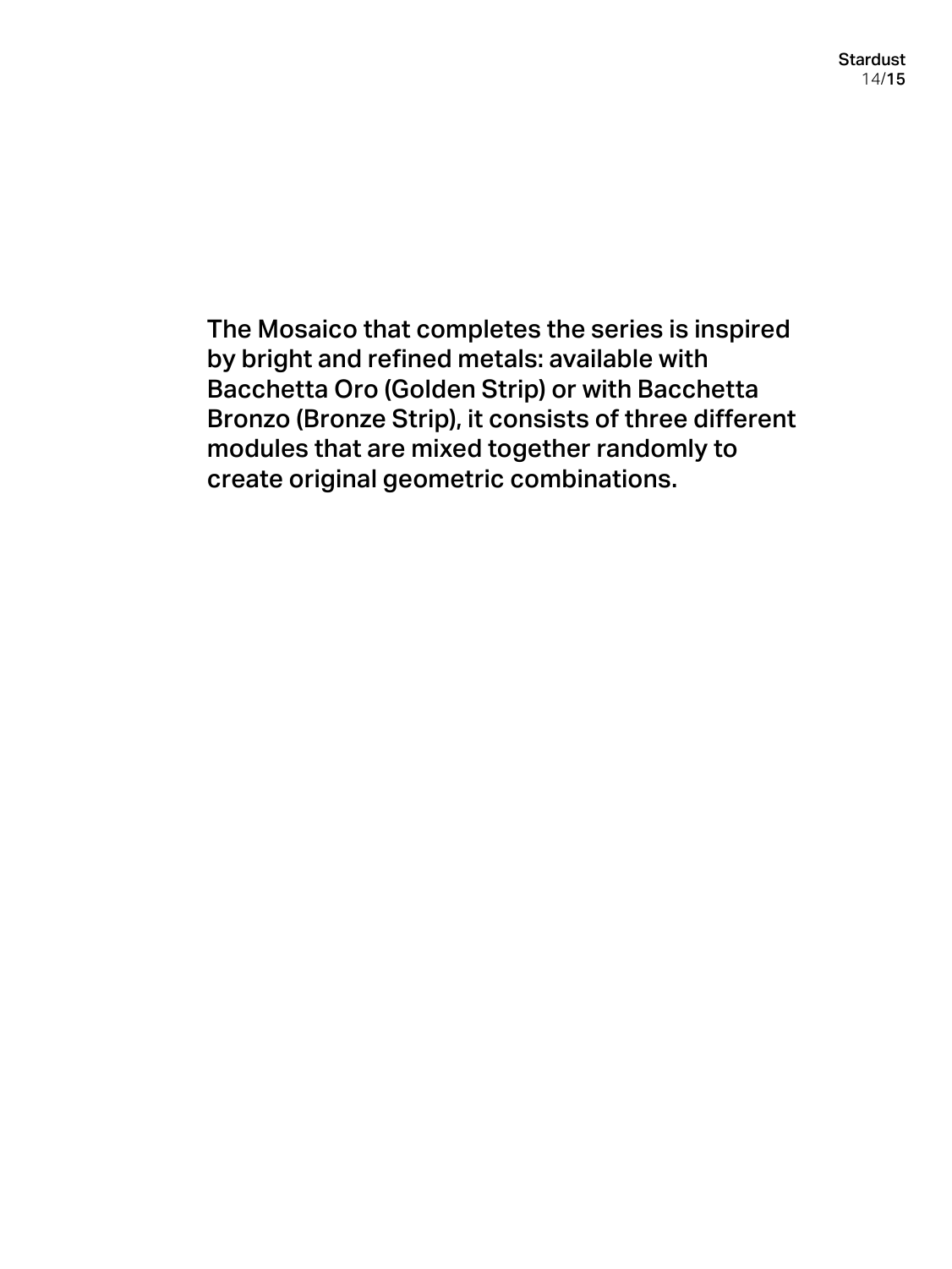The Mosaico that completes the series is inspired by bright and refined metals: available with Bacchetta Oro (Golden Strip) or with Bacchetta Bronzo (Bronze Strip), it consists of three different modules that are mixed together randomly to create original geometric combinations.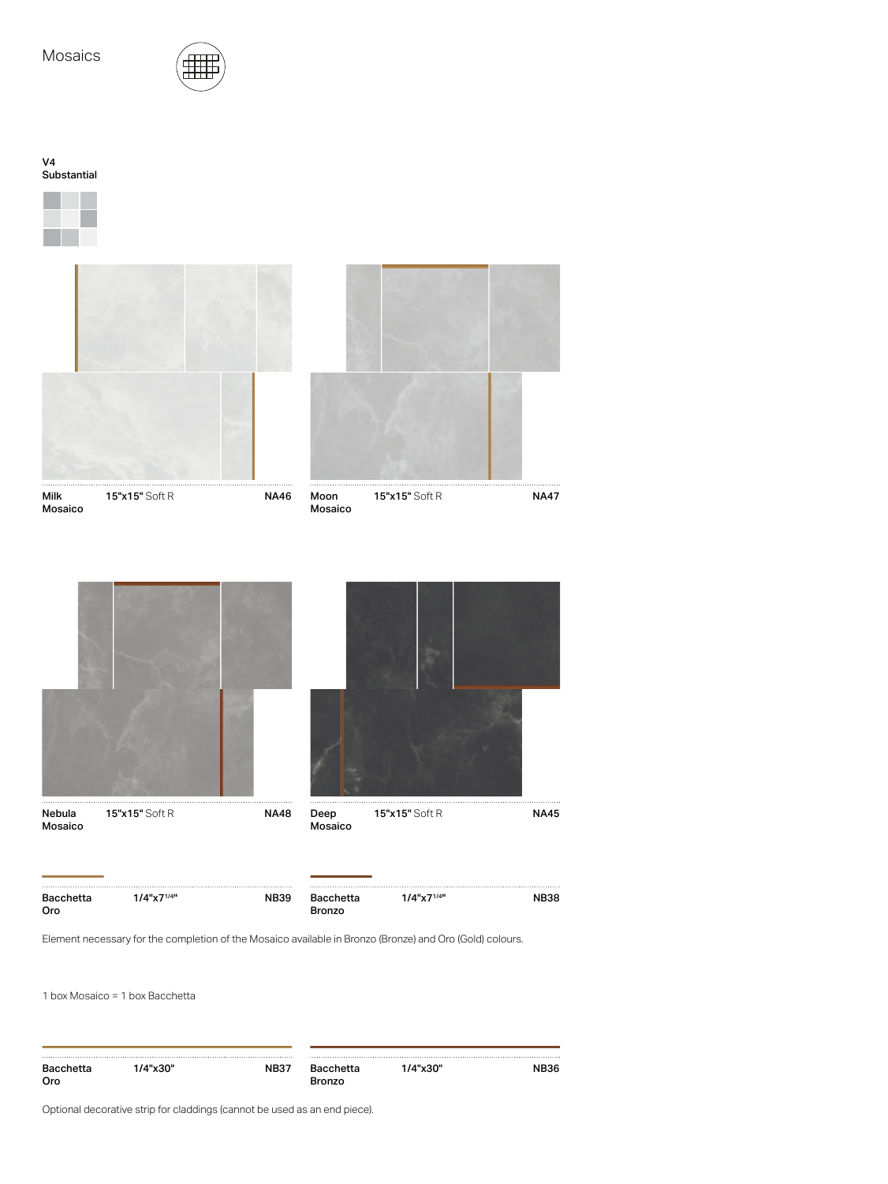# Mosaics

**V4**
**Substantial**

| | | |
|---|---|---|
| **Milk Mosaico** | **15"x15"** Soft R | **NA46** |
| **Moon Mosaico** | **15"x15"** Soft R | **NA47** |
| **Nebula Mosaico** | **15"x15"** Soft R | **NA48** |
| **Deep Mosaico** | **15"x15"** Soft R | **NA45** |

| | | |
|---|---|---|
| **Bacchetta Oro** | **1/4"x7 1/4"** | **NB39** |
| **Bacchetta Bronzo** | **1/4"x7 1/4"** | **NB38** |

Element necessary for the completion of the Mosaico available in Bronzo (Bronze) and Oro (Gold) colours.

1 box Mosaico = 1 box Bacchetta

| | | |
|---|---|---|
| **Bacchetta Oro** | **1/4"x30"** | **NB37** |
| **Bacchetta Bronzo** | **1/4"x30"** | **NB36** |

Optional decorative strip for claddings (cannot be used as an end piece).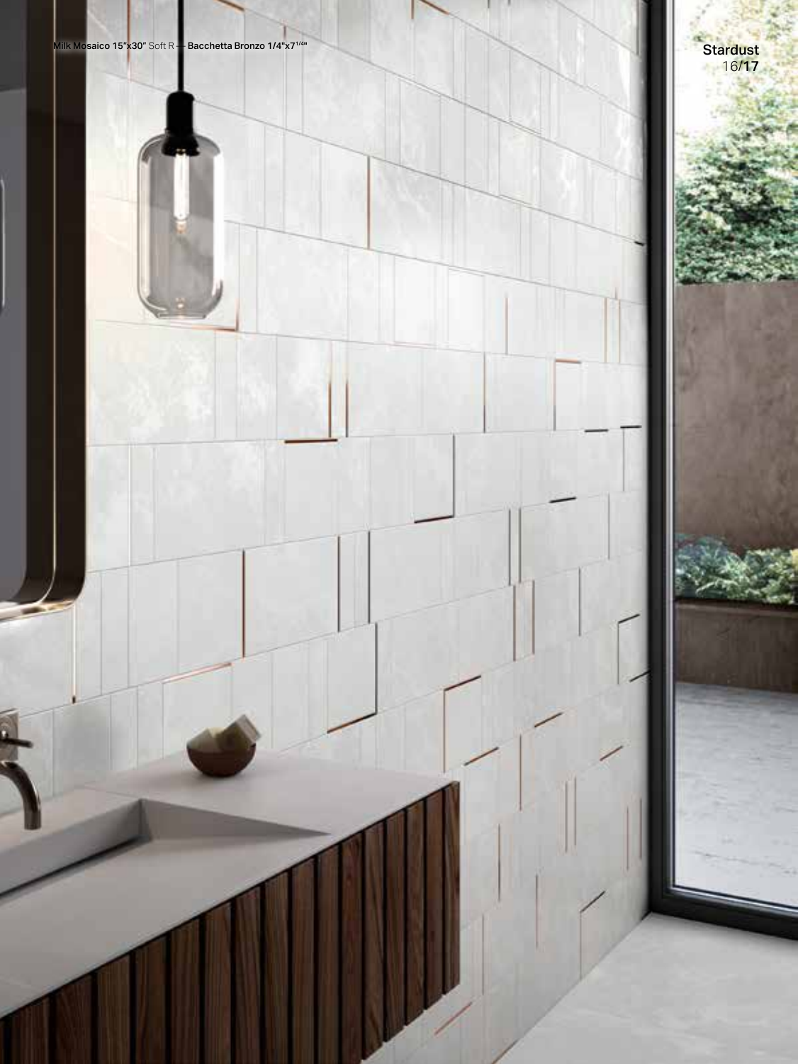Milk Mosaico 15"x30" Soft R — Bacchetta Bronzo 1/4"x7 1/4"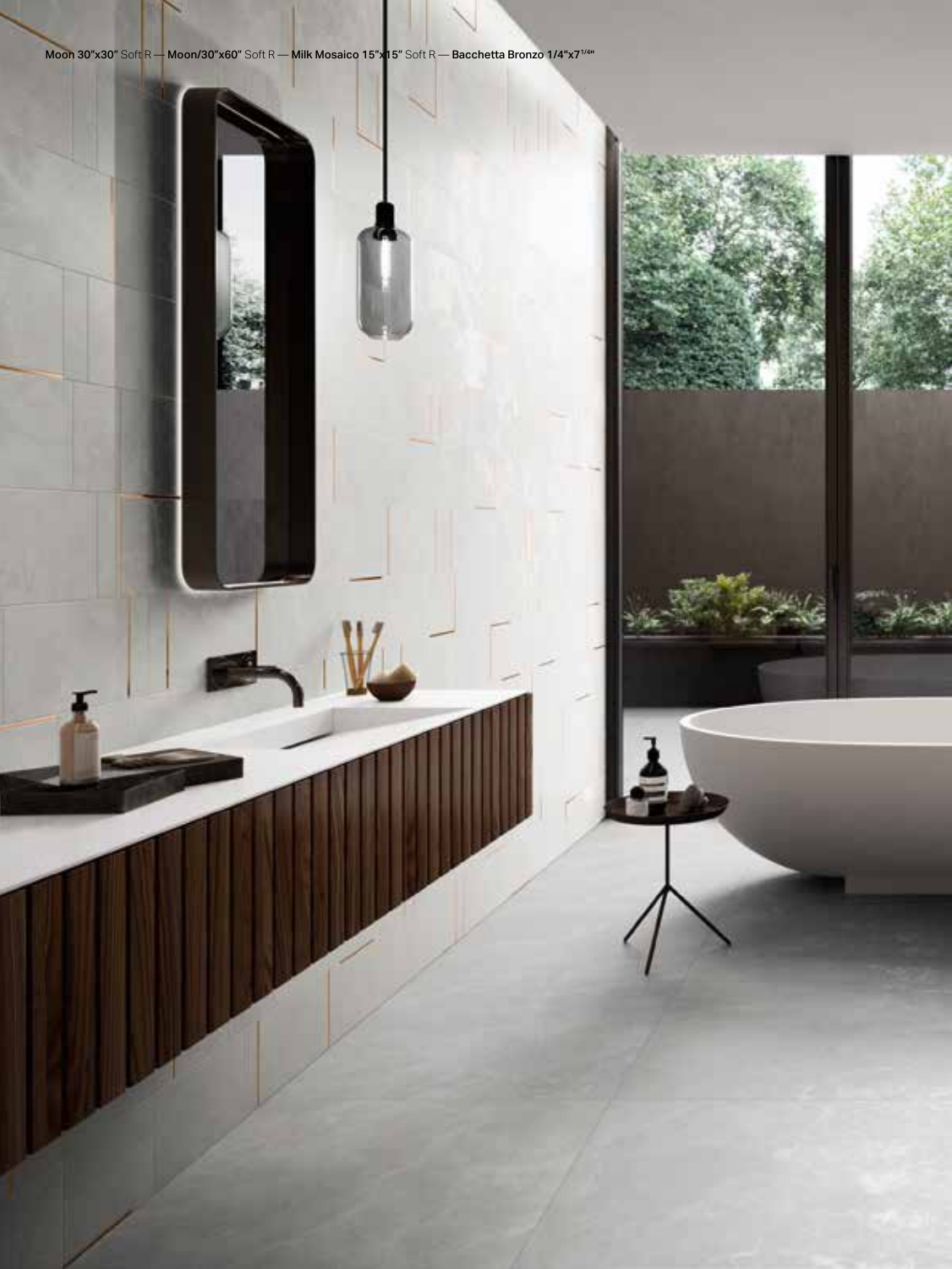**Moon 30"x30"** Soft R — **Moon/30"x60"** Soft R — **Milk Mosaico 15"x15"** Soft R — **Bacchetta Bronzo 1/4"x7 1/4"**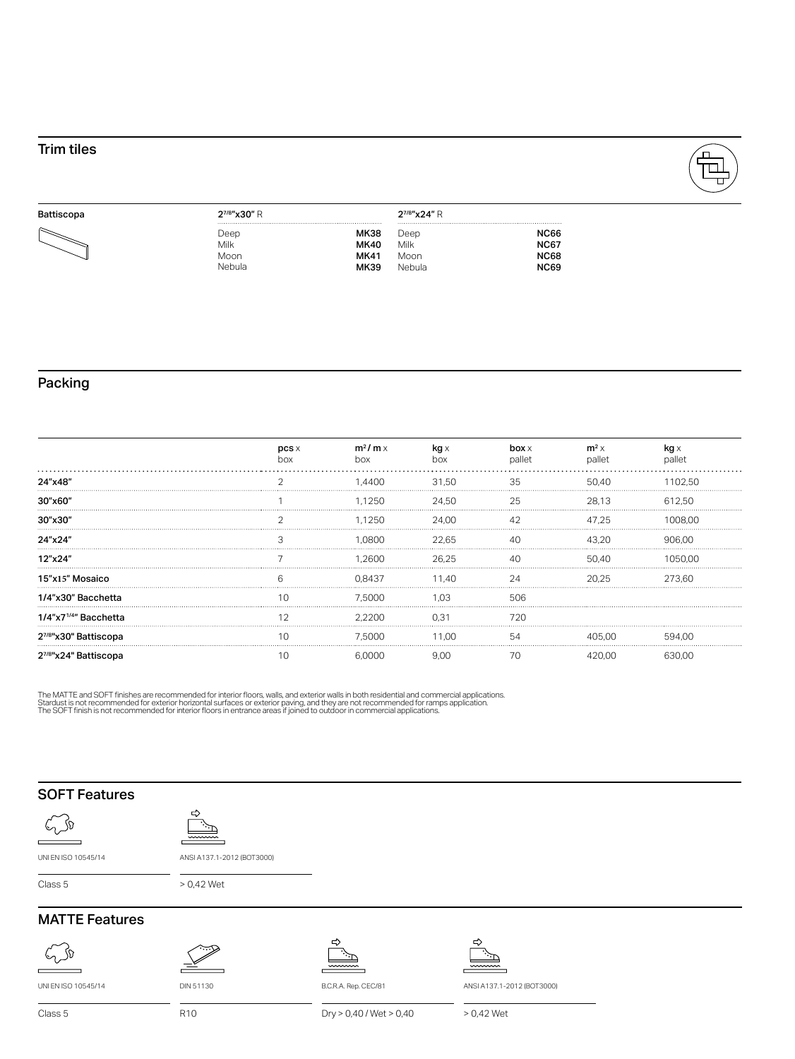## Trim tiles

| Battiscopa | $2^{7/8}$"x30" R | | $2^{7/8}$"x24" R | |
|---|---|---|---|---|
| | Deep | **MK38** | Deep | **NC66** |
| | Milk | **MK40** | Milk | **NC67** |
| | Moon | **MK41** | Moon | **NC68** |
| | Nebula | **MK39** | Nebula | **NC69** |

## Packing

| | **pcs** x box | **m²/ m** x box | **kg** x box | **box** x pallet | **m²** x pallet | **kg** x pallet |
|---|---|---|---|---|---|---|
| **24"x48"** | 2 | 1,4400 | 31,50 | 35 | 50,40 | 1102,50 |
| **30"x60"** | 1 | 1,1250 | 24,50 | 25 | 28,13 | 612,50 |
| **30"x30"** | 2 | 1,1250 | 24,00 | 42 | 47,25 | 1008,00 |
| **24"x24"** | 3 | 1,0800 | 22,65 | 40 | 43,20 | 906,00 |
| **12"x24"** | 7 | 1,2600 | 26,25 | 40 | 50,40 | 1050,00 |
| **15"x15" Mosaico** | 6 | 0,8437 | 11,40 | 24 | 20,25 | 273,60 |
| **1/4"x30" Bacchetta** | 10 | 7,5000 | 1,03 | 506 | | |
| **1/4"x7 1/4" Bacchetta** | 12 | 2,2200 | 0,31 | 720 | | |
| **$2^{7/8}$"x30" Battiscopa** | 10 | 7,5000 | 11,00 | 54 | 405,00 | 594,00 |
| **$2^{7/8}$"x24" Battiscopa** | 10 | 6,0000 | 9,00 | 70 | 420,00 | 630,00 |

The MATTE and SOFT finishes are recommended for interior floors, walls, and exterior walls in both residential and commercial applications.
Stardust is not recommended for exterior horizontal surfaces or exterior paving, and they are not recommended for ramps application.
The SOFT finish is not recommended for interior floors in entrance areas if joined to outdoor in commercial applications.

## SOFT Features

| UNI EN ISO 10545/14 | ANSI A137.1-2012 (BOT3000) |
|---|---|
| Class 5 | > 0,42 Wet |

## MATTE Features

| UNI EN ISO 10545/14 | DIN 51130 | B.C.R.A. Rep. CEC/81 | ANSI A137.1-2012 (BOT3000) |
|---|---|---|---|
| Class 5 | R10 | Dry > 0,40 / Wet > 0,40 | > 0,42 Wet |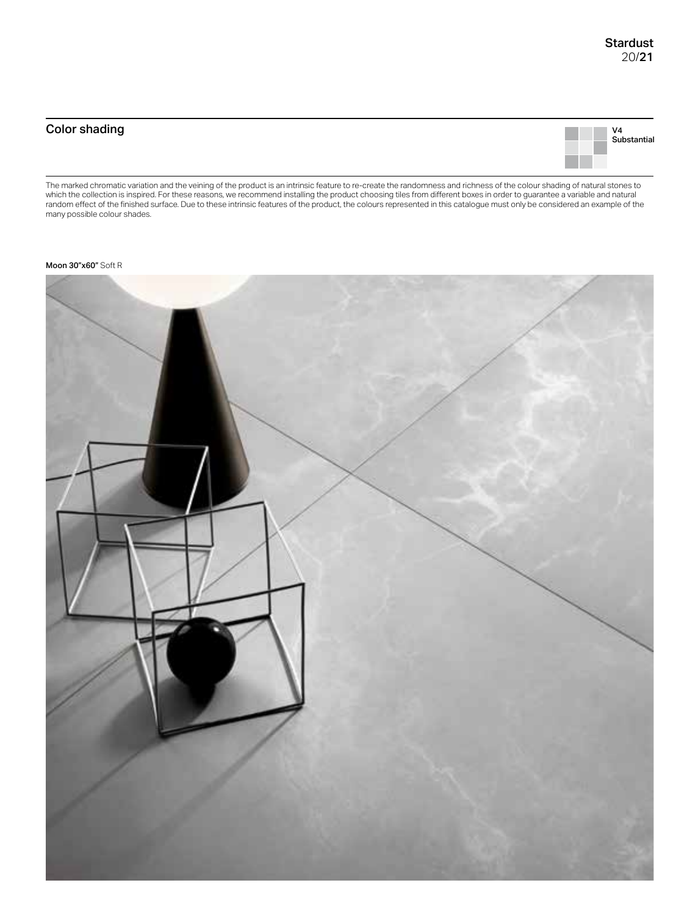## Color shading

V4
Substantial

The marked chromatic variation and the veining of the product is an intrinsic feature to re-create the randomness and richness of the colour shading of natural stones to which the collection is inspired. For these reasons, we recommend installing the product choosing tiles from different boxes in order to guarantee a variable and natural random effect of the finished surface. Due to these intrinsic features of the product, the colours represented in this catalogue must only be considered an example of the many possible colour shades.

**Moon 30"x60"** Soft R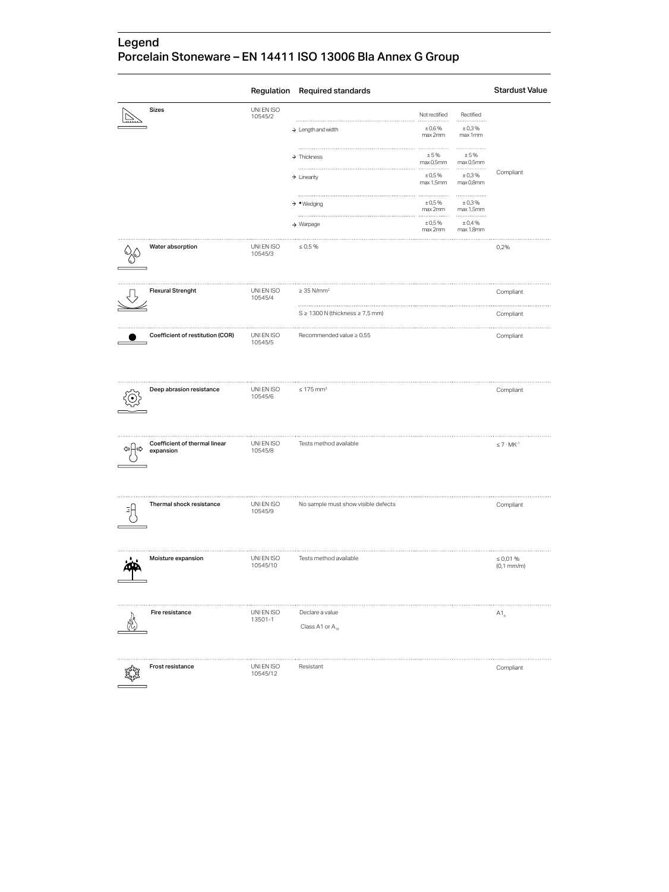# Legend
# Porcelain Stoneware – EN 14411 ISO 13006 BIa Annex G Group

| | Regulation | Required standards | | | Stardust Value |
|---|---|---|---|---|---|
| **Sizes** | UNI EN ISO 10545/2 | | Not rectified | Rectified | Compliant |
| | | → Length and width | ± 0,6 % max 2mm | ± 0,3 % max 1mm | |
| | | → Thickness | ± 5 % max 0,5mm | ± 5 % max 0,5mm | |
| | | → Linearity | ± 0,5 % max 1,5mm | ± 0,3 % max 0,8mm | |
| | | → • Wedging | ± 0,5 % max 2mm | ± 0,3 % max 1,5mm | |
| | | → Warpage | ± 0,5 % max 2mm | ± 0,4 % max 1,8mm | |
| **Water absorption** | UNI EN ISO 10545/3 | ≤ 0,5 % | | | 0,2% |
| **Flexural Strenght** | UNI EN ISO 10545/4 | ≥ 35 N/mm² | | | Compliant |
| | | S ≥ 1300 N (thickness ≥ 7,5 mm) | | | Compliant |
| **Coefficient of restitution (COR)** | UNI EN ISO 10545/5 | Recommended value ≥ 0,55 | | | Compliant |
| **Deep abrasion resistance** | UNI EN ISO 10545/6 | ≤ 175 mm³ | | | Compliant |
| **Coefficient of thermal linear expansion** | UNI EN ISO 10545/8 | Tests method available | | | $\leq 7 \cdot MK^{-1}$ |
| **Thermal shock resistance** | UNI EN ISO 10545/9 | No sample must show visible defects | | | Compliant |
| **Moisture expansion** | UNI EN ISO 10545/10 | Tests method available | | | ≤ 0,01 % (0,1 mm/m) |
| **Fire resistance** | UNI EN ISO 13501-1 | Declare a value<br>Class A1 or $A_{1fl}$ | | | $A1_{fl}$ |
| **Frost resistance** | UNI EN ISO 10545/12 | Resistant | | | Compliant |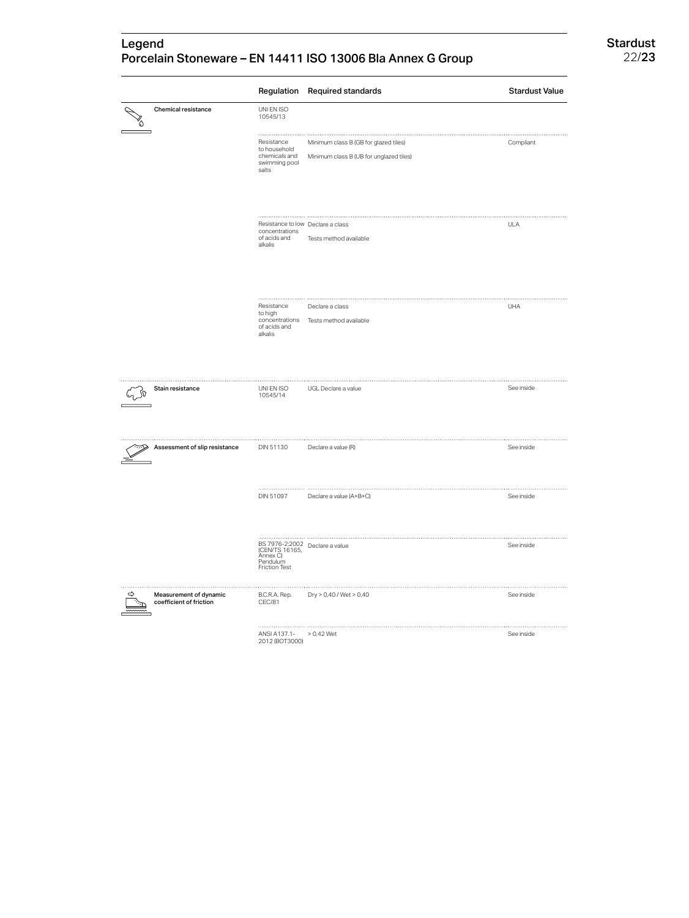## Legend
## Porcelain Stoneware – EN 14411 ISO 13006 BIa Annex G Group

| | Regulation | Required standards | Stardust Value |
|---|---|---|---|
| **Chemical resistance** | UNI EN ISO 10545/13 | | |
| | Resistance to household chemicals and swimming pool salts | Minimum class B (GB for glazed tiles)<br>Minimum class B (UB for unglazed tiles) | Compliant |
| | Resistance to low concentrations of acids and alkalis | Declare a class<br>Tests method available | ULA |
| | Resistance to high concentrations of acids and alkalis | Declare a class<br>Tests method available | UHA |
| **Stain resistance** | UNI EN ISO 10545/14 | UGL Declare a value | See inside |
| **Assessment of slip resistance** | DIN 51130 | Declare a value (R) | See inside |
| | DIN 51097 | Declare a value (A+B+C) | See inside |
| | BS 7976-2:2002 (CEN/TS 16165, Annex C) Pendulum Friction Test | Declare a value | See inside |
| **Measurement of dynamic coefficient of friction** | B.C.R.A. Rep. CEC/81 | Dry > 0,40 / Wet > 0,40 | See inside |
| | ANSI A137.1-2012 (BOT3000) | > 0,42 Wet | See inside |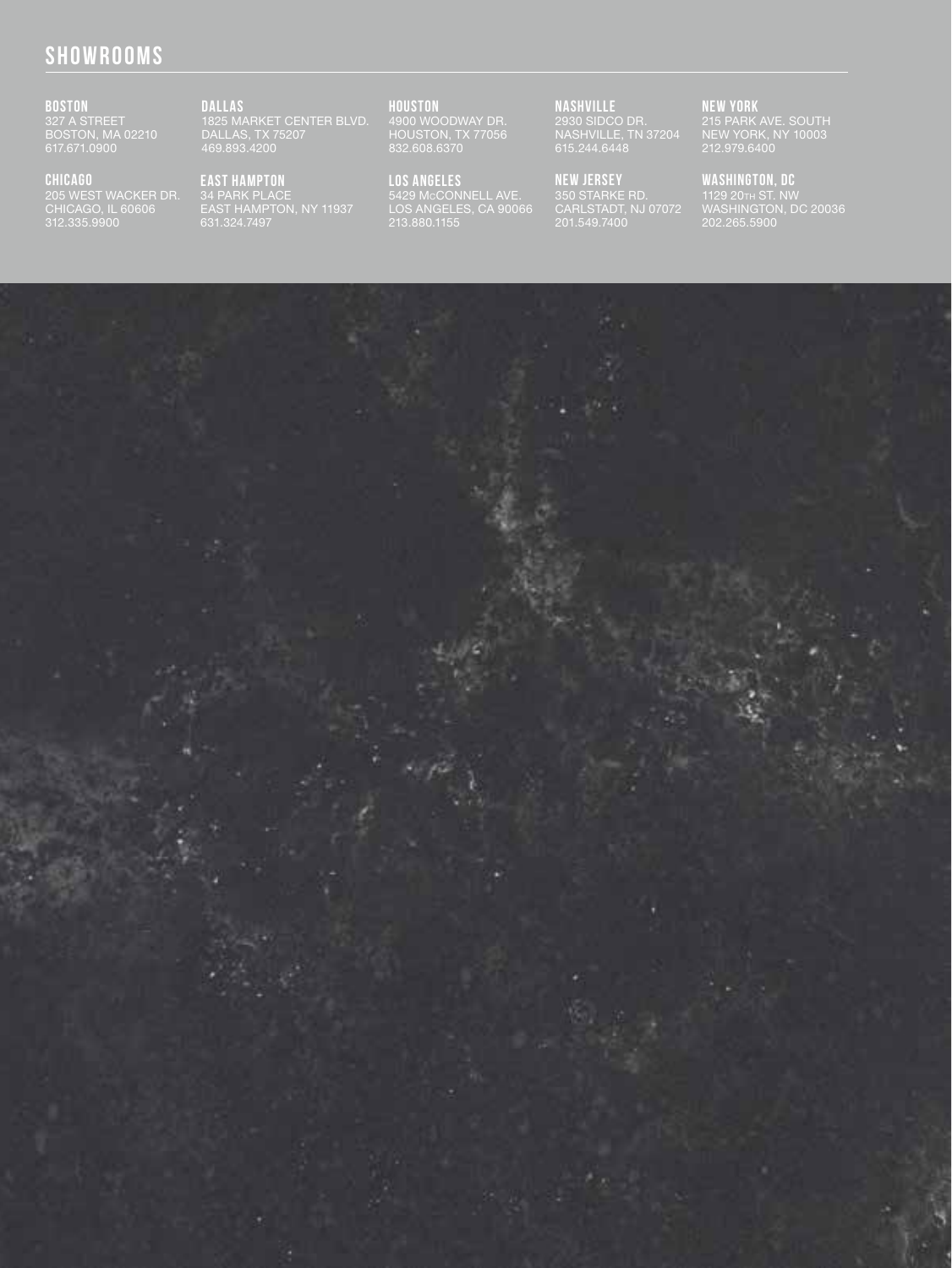## SHOWROOMS

**BOSTON**
327 A STREET
BOSTON, MA 02210
617.671.0900

**CHICAGO**
205 WEST WACKER DR.
CHICAGO, IL 60606
312.335.9900

**DALLAS**
1825 MARKET CENTER BLVD.
DALLAS, TX 75207
469.893.4200

**EAST HAMPTON**
34 PARK PLACE
EAST HAMPTON, NY 11937
631.324.7497

**HOUSTON**
4900 WOODWAY DR.
HOUSTON, TX 77056
832.608.6370

**LOS ANGELES**
5429 McCONNELL AVE.
LOS ANGELES, CA 90066
213.880.1155

**NASHVILLE**
2930 SIDCO DR.
NASHVILLE, TN 37204
615.244.6448

**NEW JERSEY**
350 STARKE RD.
CARLSTADT, NJ 07072
201.549.7400

**NEW YORK**
215 PARK AVE. SOUTH
NEW YORK, NY 10003
212.979.6400

**WASHINGTON, DC**
1129 20TH ST. NW
WASHINGTON, DC 20036
202.265.5900